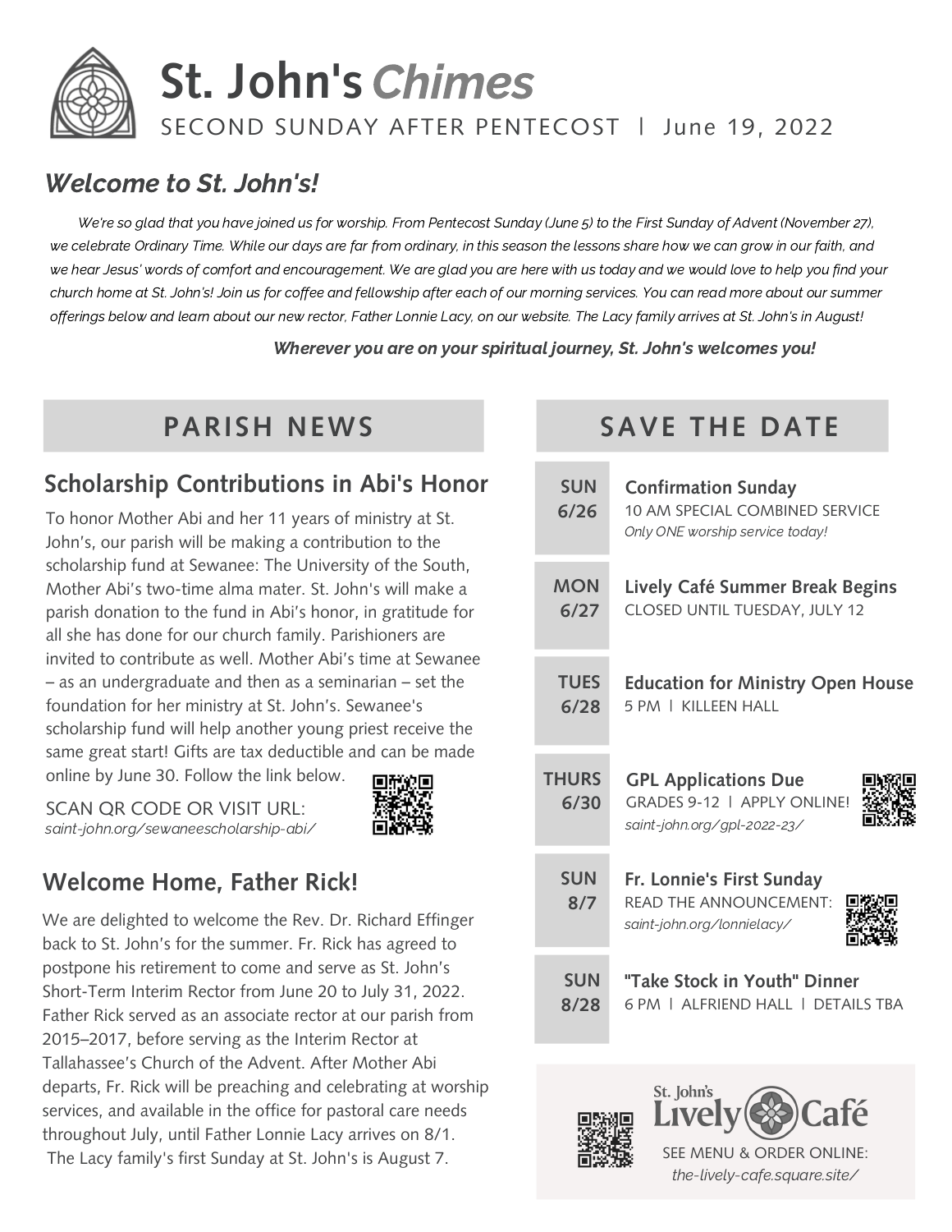# St. John's *Chimes*

SECOND SUNDAY AFTER PENTECOST | June 19, 2022

## *Welcome to St. John's!*

*We're so glad that you have joined us for worship. From Pentecost Sunday (June 5) to the First Sunday of Advent (November 27), we celebrate Ordinary Time. While our days are far from ordinary, in this season the lessons share how we can grow in our faith, and we hear Jesus' words of comfort and encouragement. We are glad you are here with us today and we would love to help you find your church home at St. John's! Join us for coffee and fellowship after each of our morning services. You can read more about our summer offerings below and learn about our new rector, Father Lonnie Lacy, on our website. The Lacy family arrives at St. John's in August!*

***Wherever you are on your spiritual journey, St. John's welcomes you!***

## PARISH NEWS

### Scholarship Contributions in Abi's Honor

To honor Mother Abi and her 11 years of ministry at St. John's, our parish will be making a contribution to the scholarship fund at Sewanee: The University of the South, Mother Abi's two-time alma mater. St. John's will make a parish donation to the fund in Abi's honor, in gratitude for all she has done for our church family. Parishioners are invited to contribute as well. Mother Abi's time at Sewanee – as an undergraduate and then as a seminarian – set the foundation for her ministry at St. John's. Sewanee's scholarship fund will help another young priest receive the same great start! Gifts are tax deductible and can be made online by June 30. Follow the link below.

SCAN QR CODE OR VISIT URL:
*saint-john.org/sewaneescholarship-abi/*

### Welcome Home, Father Rick!

We are delighted to welcome the Rev. Dr. Richard Effinger back to St. John's for the summer. Fr. Rick has agreed to postpone his retirement to come and serve as St. John's Short-Term Interim Rector from June 20 to July 31, 2022. Father Rick served as an associate rector at our parish from 2015–2017, before serving as the Interim Rector at Tallahassee's Church of the Advent. After Mother Abi departs, Fr. Rick will be preaching and celebrating at worship services, and available in the office for pastoral care needs throughout July, until Father Lonnie Lacy arrives on 8/1. The Lacy family's first Sunday at St. John's is August 7.

## SAVE THE DATE

**SUN 6/26** — **Confirmation Sunday**
10 AM SPECIAL COMBINED SERVICE
*Only ONE worship service today!*

**MON 6/27** — **Lively Café Summer Break Begins**
CLOSED UNTIL TUESDAY, JULY 12

**TUES 6/28** — **Education for Ministry Open House**
5 PM | KILLEEN HALL

**THURS 6/30** — **GPL Applications Due**
GRADES 9-12 | APPLY ONLINE!
*saint-john.org/gpl-2022-23/*

**SUN 8/7** — **Fr. Lonnie's First Sunday**
READ THE ANNOUNCEMENT:
*saint-john.org/lonnielacy/*

**SUN 8/28** — **"Take Stock in Youth" Dinner**
6 PM | ALFRIEND HALL | DETAILS TBA

St. John's Lively Café
SEE MENU & ORDER ONLINE:
*the-lively-cafe.square.site/*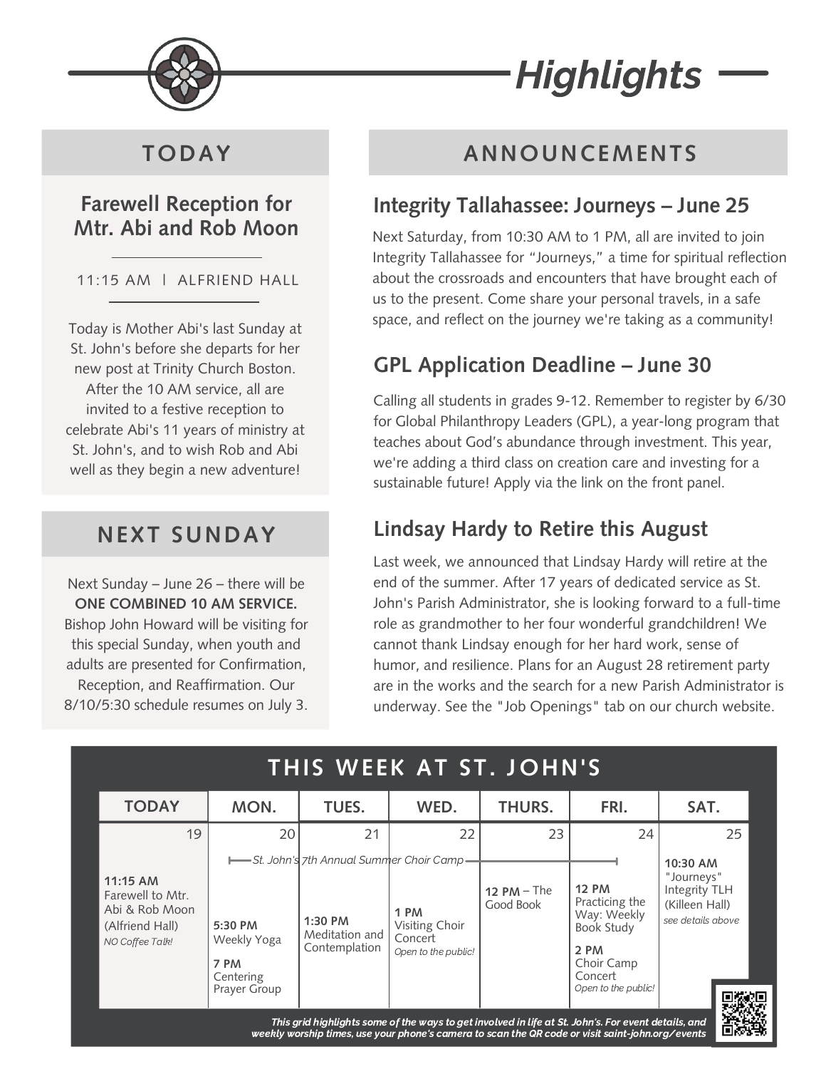# Highlights

## TODAY

### Farewell Reception for Mtr. Abi and Rob Moon

11:15 AM | ALFRIEND HALL

Today is Mother Abi's last Sunday at St. John's before she departs for her new post at Trinity Church Boston. After the 10 AM service, all are invited to a festive reception to celebrate Abi's 11 years of ministry at St. John's, and to wish Rob and Abi well as they begin a new adventure!

## NEXT SUNDAY

Next Sunday – June 26 – there will be **ONE COMBINED 10 AM SERVICE.** Bishop John Howard will be visiting for this special Sunday, when youth and adults are presented for Confirmation, Reception, and Reaffirmation. Our 8/10/5:30 schedule resumes on July 3.

## ANNOUNCEMENTS

### Integrity Tallahassee: Journeys – June 25

Next Saturday, from 10:30 AM to 1 PM, all are invited to join Integrity Tallahassee for "Journeys," a time for spiritual reflection about the crossroads and encounters that have brought each of us to the present. Come share your personal travels, in a safe space, and reflect on the journey we're taking as a community!

### GPL Application Deadline – June 30

Calling all students in grades 9-12. Remember to register by 6/30 for Global Philanthropy Leaders (GPL), a year-long program that teaches about God's abundance through investment. This year, we're adding a third class on creation care and investing for a sustainable future! Apply via the link on the front panel.

### Lindsay Hardy to Retire this August

Last week, we announced that Lindsay Hardy will retire at the end of the summer. After 17 years of dedicated service as St. John's Parish Administrator, she is looking forward to a full-time role as grandmother to her four wonderful grandchildren! We cannot thank Lindsay enough for her hard work, sense of humor, and resilience. Plans for an August 28 retirement party are in the works and the search for a new Parish Administrator is underway. See the "Job Openings" tab on our church website.

## THIS WEEK AT ST. JOHN'S

| TODAY | MON. | TUES. | WED. | THURS. | FRI. | SAT. |
|---|---|---|---|---|---|---|
| 19 | 20 | 21 | 22 | 23 | 24 | 25 |
| | *St. John's 7th Annual Summer Choir Camp* (Mon.–Fri.) | | | | | |
| **11:15 AM** Farewell to Mtr. Abi & Rob Moon (Alfriend Hall) *NO Coffee Talk!* | **5:30 PM** Weekly Yoga<br>**7 PM** Centering Prayer Group | **1:30 PM** Meditation and Contemplation | **1 PM** Visiting Choir Concert *Open to the public!* | **12 PM** – The Good Book | **12 PM** Practicing the Way: Weekly Book Study<br>**2 PM** Choir Camp Concert *Open to the public!* | **10:30 AM** "Journeys" Integrity TLH (Killeen Hall) *see details above* |

*This grid highlights some of the ways to get involved in life at St. John's. For event details, and weekly worship times, use your phone's camera to scan the QR code or visit saint-john.org/events*